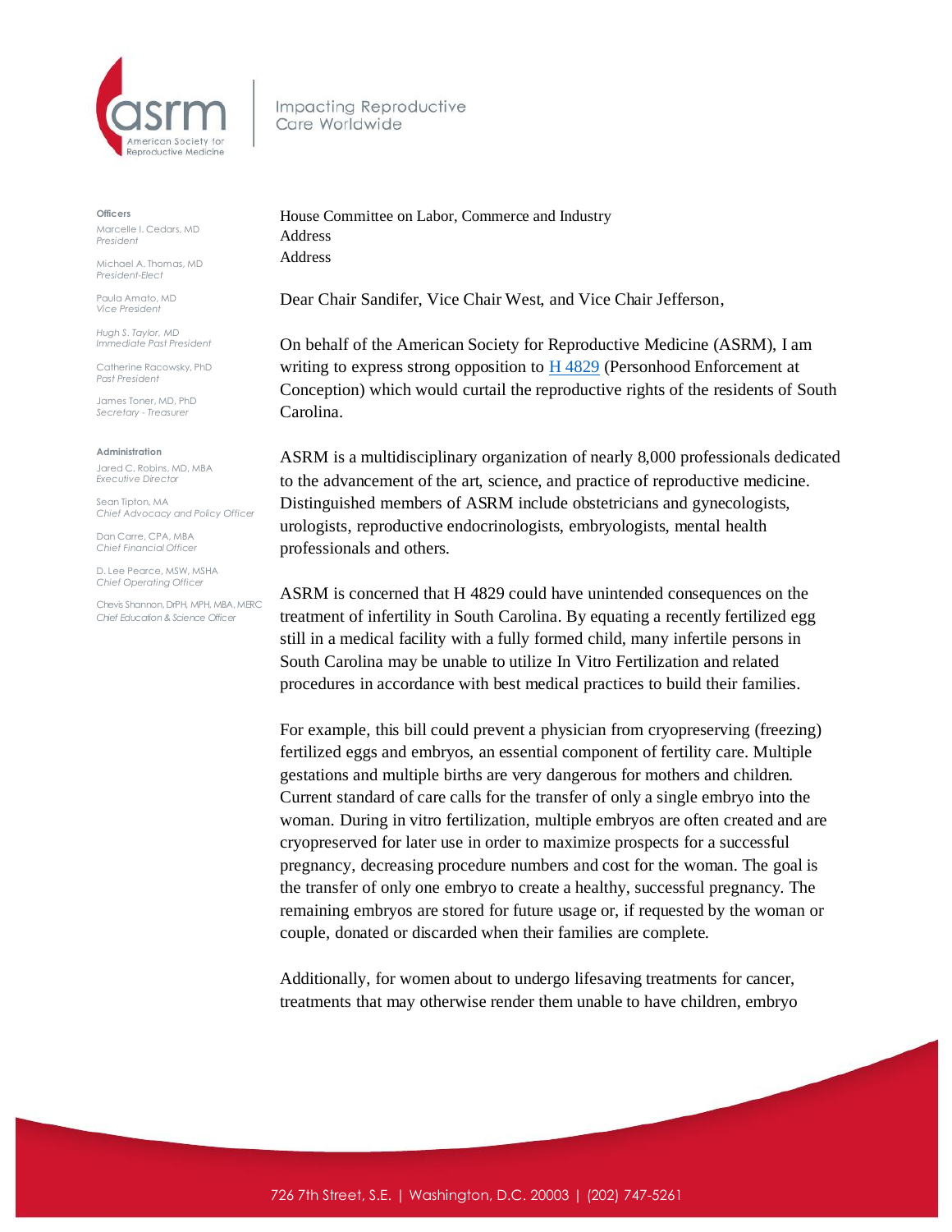asrm

American Society for Reproductive Medicine

Impacting Reproductive Care Worldwide

**Officers**

Marcelle I. Cedars, MD
*President*

Michael A. Thomas, MD
*President-Elect*

Paula Amato, MD
*Vice President*

Hugh S. Taylor, MD
*Immediate Past President*

Catherine Racowsky, PhD
*Past President*

James Toner, MD, PhD
*Secretary - Treasurer*

**Administration**

Jared C. Robins, MD, MBA
*Executive Director*

Sean Tipton, MA
*Chief Advocacy and Policy Officer*

Dan Carre, CPA, MBA
*Chief Financial Officer*

D. Lee Pearce, MSW, MSHA
*Chief Operating Officer*

Chevis Shannon, DrPH, MPH, MBA, MERC
*Chief Education & Science Officer*

House Committee on Labor, Commerce and Industry
Address
Address

Dear Chair Sandifer, Vice Chair West, and Vice Chair Jefferson,

On behalf of the American Society for Reproductive Medicine (ASRM), I am writing to express strong opposition to H 4829 (Personhood Enforcement at Conception) which would curtail the reproductive rights of the residents of South Carolina.

ASRM is a multidisciplinary organization of nearly 8,000 professionals dedicated to the advancement of the art, science, and practice of reproductive medicine. Distinguished members of ASRM include obstetricians and gynecologists, urologists, reproductive endocrinologists, embryologists, mental health professionals and others.

ASRM is concerned that H 4829 could have unintended consequences on the treatment of infertility in South Carolina. By equating a recently fertilized egg still in a medical facility with a fully formed child, many infertile persons in South Carolina may be unable to utilize In Vitro Fertilization and related procedures in accordance with best medical practices to build their families.

For example, this bill could prevent a physician from cryopreserving (freezing) fertilized eggs and embryos, an essential component of fertility care. Multiple gestations and multiple births are very dangerous for mothers and children. Current standard of care calls for the transfer of only a single embryo into the woman. During in vitro fertilization, multiple embryos are often created and are cryopreserved for later use in order to maximize prospects for a successful pregnancy, decreasing procedure numbers and cost for the woman. The goal is the transfer of only one embryo to create a healthy, successful pregnancy. The remaining embryos are stored for future usage or, if requested by the woman or couple, donated or discarded when their families are complete.

Additionally, for women about to undergo lifesaving treatments for cancer, treatments that may otherwise render them unable to have children, embryo

726 7th Street, S.E. | Washington, D.C. 20003 | (202) 747-5261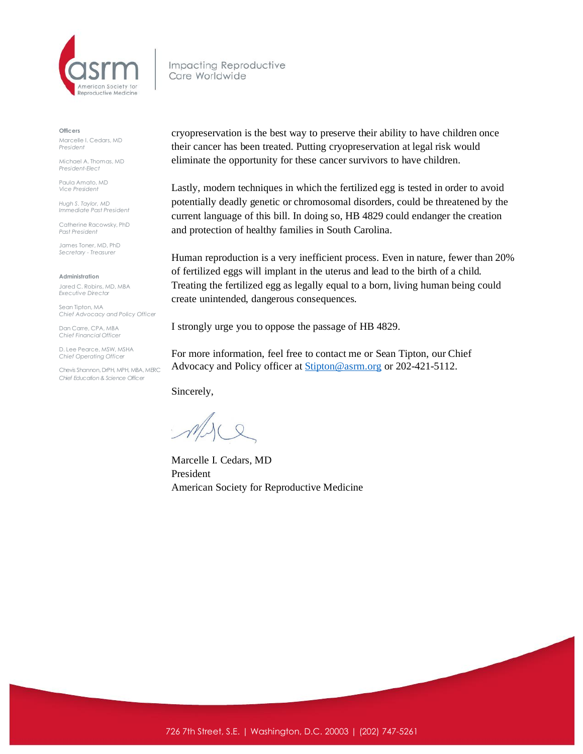cryopreservation is the best way to preserve their ability to have children once their cancer has been treated. Putting cryopreservation at legal risk would eliminate the opportunity for these cancer survivors to have children.

Lastly, modern techniques in which the fertilized egg is tested in order to avoid potentially deadly genetic or chromosomal disorders, could be threatened by the current language of this bill. In doing so, HB 4829 could endanger the creation and protection of healthy families in South Carolina.

Human reproduction is a very inefficient process. Even in nature, fewer than 20% of fertilized eggs will implant in the uterus and lead to the birth of a child. Treating the fertilized egg as legally equal to a born, living human being could create unintended, dangerous consequences.

I strongly urge you to oppose the passage of HB 4829.

For more information, feel free to contact me or Sean Tipton, our Chief Advocacy and Policy officer at Stipton@asrm.org or 202-421-5112.

Sincerely,

Marcelle I. Cedars, MD
President
American Society for Reproductive Medicine